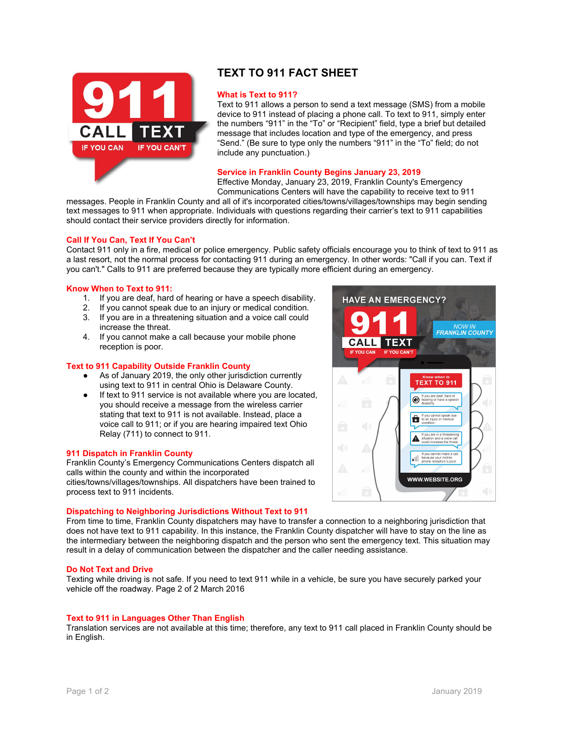# TEXT TO 911 FACT SHEET

## What is Text to 911?

Text to 911 allows a person to send a text message (SMS) from a mobile device to 911 instead of placing a phone call. To text to 911, simply enter the numbers “911” in the “To” or “Recipient” field, type a brief but detailed message that includes location and type of the emergency, and press “Send.” (Be sure to type only the numbers “911” in the “To” field; do not include any punctuation.)

## Service in Franklin County Begins January 23, 2019

Effective Monday, January 23, 2019, Franklin County's Emergency Communications Centers will have the capability to receive text to 911 messages. People in Franklin County and all of it's incorporated cities/towns/villages/townships may begin sending text messages to 911 when appropriate. Individuals with questions regarding their carrier’s text to 911 capabilities should contact their service providers directly for information.

## Call If You Can, Text If You Can’t

Contact 911 only in a fire, medical or police emergency. Public safety officials encourage you to think of text to 911 as a last resort, not the normal process for contacting 911 during an emergency. In other words: "Call if you can. Text if you can't." Calls to 911 are preferred because they are typically more efficient during an emergency.

## Know When to Text to 911:

1. If you are deaf, hard of hearing or have a speech disability.
2. If you cannot speak due to an injury or medical condition.
3. If you are in a threatening situation and a voice call could increase the threat.
4. If you cannot make a call because your mobile phone reception is poor.

## Text to 911 Capability Outside Franklin County

- As of January 2019, the only other jurisdiction currently using text to 911 in central Ohio is Delaware County.
- If text to 911 service is not available where you are located, you should receive a message from the wireless carrier stating that text to 911 is not available. Instead, place a voice call to 911; or if you are hearing impaired text Ohio Relay (711) to connect to 911.

## 911 Dispatch in Franklin County

Franklin County’s Emergency Communications Centers dispatch all calls within the county and within the incorporated cities/towns/villages/townships. All dispatchers have been trained to process text to 911 incidents.

## Dispatching to Neighboring Jurisdictions Without Text to 911

From time to time, Franklin County dispatchers may have to transfer a connection to a neighboring jurisdiction that does not have text to 911 capability. In this instance, the Franklin County dispatcher will have to stay on the line as the intermediary between the neighboring dispatch and the person who sent the emergency text. This situation may result in a delay of communication between the dispatcher and the caller needing assistance.

## Do Not Text and Drive

Texting while driving is not safe. If you need to text 911 while in a vehicle, be sure you have securely parked your vehicle off the roadway. Page 2 of 2 March 2016

## Text to 911 in Languages Other Than English

Translation services are not available at this time; therefore, any text to 911 call placed in Franklin County should be in English.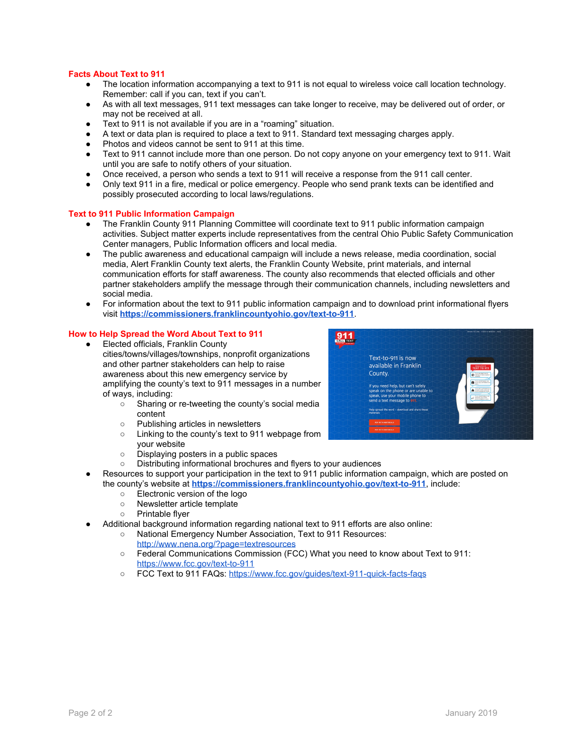### Facts About Text to 911

- The location information accompanying a text to 911 is not equal to wireless voice call location technology. Remember: call if you can, text if you can't.
- As with all text messages, 911 text messages can take longer to receive, may be delivered out of order, or may not be received at all.
- Text to 911 is not available if you are in a "roaming" situation.
- A text or data plan is required to place a text to 911. Standard text messaging charges apply.
- Photos and videos cannot be sent to 911 at this time.
- Text to 911 cannot include more than one person. Do not copy anyone on your emergency text to 911. Wait until you are safe to notify others of your situation.
- Once received, a person who sends a text to 911 will receive a response from the 911 call center.
- Only text 911 in a fire, medical or police emergency. People who send prank texts can be identified and possibly prosecuted according to local laws/regulations.

### Text to 911 Public Information Campaign

- The Franklin County 911 Planning Committee will coordinate text to 911 public information campaign activities. Subject matter experts include representatives from the central Ohio Public Safety Communication Center managers, Public Information officers and local media.
- The public awareness and educational campaign will include a news release, media coordination, social media, Alert Franklin County text alerts, the Franklin County Website, print materials, and internal communication efforts for staff awareness. The county also recommends that elected officials and other partner stakeholders amplify the message through their communication channels, including newsletters and social media.
- For information about the text to 911 public information campaign and to download print informational flyers visit **https://commissioners.franklincountyohio.gov/text-to-911**.

### How to Help Spread the Word About Text to 911

- Elected officials, Franklin County cities/towns/villages/townships, nonprofit organizations and other partner stakeholders can help to raise awareness about this new emergency service by amplifying the county's text to 911 messages in a number of ways, including:
  - Sharing or re-tweeting the county's social media content
  - Publishing articles in newsletters
  - Linking to the county's text to 911 webpage from your website
  - Displaying posters in a public spaces
  - Distributing informational brochures and flyers to your audiences
- Resources to support your participation in the text to 911 public information campaign, which are posted on the county's website at **https://commissioners.franklincountyohio.gov/text-to-911**, include:
  - Electronic version of the logo
  - Newsletter article template
  - Printable flyer
- Additional background information regarding national text to 911 efforts are also online:
  - National Emergency Number Association, Text to 911 Resources: http://www.nena.org/?page=textresources
  - Federal Communications Commission (FCC) What you need to know about Text to 911: https://www.fcc.gov/text-to-911
  - FCC Text to 911 FAQs: https://www.fcc.gov/guides/text-911-quick-facts-faqs